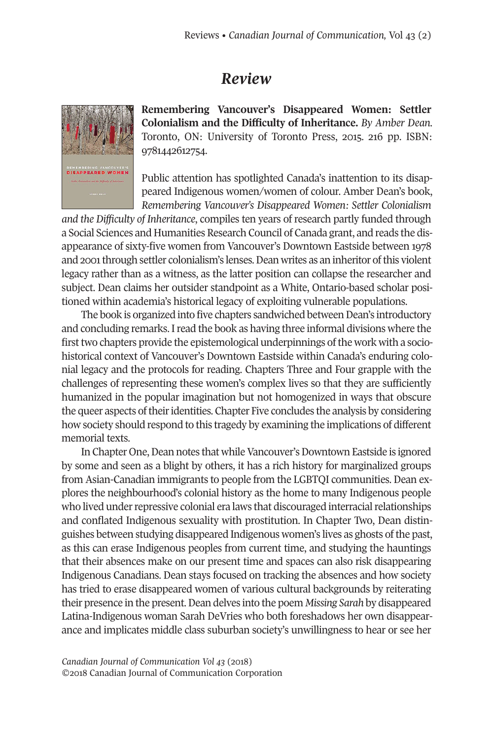# Review

**Remembering Vancouver's Disappeared Women: Settler Colonialism and the Difficulty of Inheritance.** *By Amber Dean.* Toronto, ON: University of Toronto Press, 2015. 216 pp. ISBN: 9781442612754.

Public attention has spotlighted Canada's inattention to its disappeared Indigenous women/women of colour. Amber Dean's book, *Remembering Vancouver's Disappeared Women: Settler Colonialism and the Difficulty of Inheritance*, compiles ten years of research partly funded through a Social Sciences and Humanities Research Council of Canada grant, and reads the disappearance of sixty-five women from Vancouver's Downtown Eastside between 1978 and 2001 through settler colonialism's lenses. Dean writes as an inheritor of this violent legacy rather than as a witness, as the latter position can collapse the researcher and subject. Dean claims her outsider standpoint as a White, Ontario-based scholar positioned within academia's historical legacy of exploiting vulnerable populations.

The book is organized into five chapters sandwiched between Dean's introductory and concluding remarks. I read the book as having three informal divisions where the first two chapters provide the epistemological underpinnings of the work with a sociohistorical context of Vancouver's Downtown Eastside within Canada's enduring colonial legacy and the protocols for reading. Chapters Three and Four grapple with the challenges of representing these women's complex lives so that they are sufficiently humanized in the popular imagination but not homogenized in ways that obscure the queer aspects of their identities. Chapter Five concludes the analysis by considering how society should respond to this tragedy by examining the implications of different memorial texts.

In Chapter One, Dean notes that while Vancouver's Downtown Eastside is ignored by some and seen as a blight by others, it has a rich history for marginalized groups from Asian-Canadian immigrants to people from the LGBTQI communities. Dean explores the neighbourhood's colonial history as the home to many Indigenous people who lived under repressive colonial era laws that discouraged interracial relationships and conflated Indigenous sexuality with prostitution. In Chapter Two, Dean distinguishes between studying disappeared Indigenous women's lives as ghosts of the past, as this can erase Indigenous peoples from current time, and studying the hauntings that their absences make on our present time and spaces can also risk disappearing Indigenous Canadians. Dean stays focused on tracking the absences and how society has tried to erase disappeared women of various cultural backgrounds by reiterating their presence in the present. Dean delves into the poem *Missing Sarah* by disappeared Latina-Indigenous woman Sarah DeVries who both foreshadows her own disappearance and implicates middle class suburban society's unwillingness to hear or see her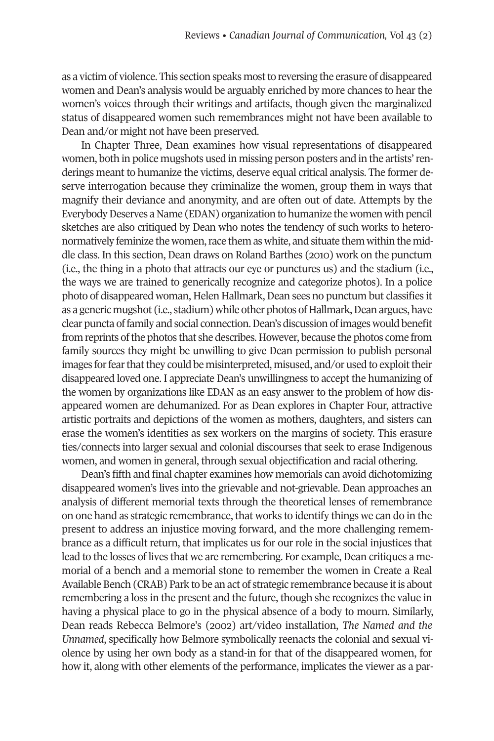as a victim of violence. This section speaks most to reversing the erasure of disappeared women and Dean's analysis would be arguably enriched by more chances to hear the women's voices through their writings and artifacts, though given the marginalized status of disappeared women such remembrances might not have been available to Dean and/or might not have been preserved.

In Chapter Three, Dean examines how visual representations of disappeared women, both in police mugshots used in missing person posters and in the artists' renderings meant to humanize the victims, deserve equal critical analysis. The former deserve interrogation because they criminalize the women, group them in ways that magnify their deviance and anonymity, and are often out of date. Attempts by the Everybody Deserves a Name (EDAN) organization to humanize the women with pencil sketches are also critiqued by Dean who notes the tendency of such works to heteronormatively feminize the women, race them as white, and situate them within the middle class. In this section, Dean draws on Roland Barthes (2010) work on the punctum (i.e., the thing in a photo that attracts our eye or punctures us) and the stadium (i.e., the ways we are trained to generically recognize and categorize photos). In a police photo of disappeared woman, Helen Hallmark, Dean sees no punctum but classifies it as a generic mugshot (i.e., stadium) while other photos of Hallmark, Dean argues, have clear puncta of family and social connection. Dean's discussion of images would benefit from reprints of the photos that she describes. However, because the photos come from family sources they might be unwilling to give Dean permission to publish personal images for fear that they could be misinterpreted, misused, and/or used to exploit their disappeared loved one. I appreciate Dean's unwillingness to accept the humanizing of the women by organizations like EDAN as an easy answer to the problem of how disappeared women are dehumanized. For as Dean explores in Chapter Four, attractive artistic portraits and depictions of the women as mothers, daughters, and sisters can erase the women's identities as sex workers on the margins of society. This erasure ties/connects into larger sexual and colonial discourses that seek to erase Indigenous women, and women in general, through sexual objectification and racial othering.

Dean's fifth and final chapter examines how memorials can avoid dichotomizing disappeared women's lives into the grievable and not-grievable. Dean approaches an analysis of different memorial texts through the theoretical lenses of remembrance on one hand as strategic remembrance, that works to identify things we can do in the present to address an injustice moving forward, and the more challenging remembrance as a difficult return, that implicates us for our role in the social injustices that lead to the losses of lives that we are remembering. For example, Dean critiques a memorial of a bench and a memorial stone to remember the women in Create a Real Available Bench (CRAB) Park to be an act of strategic remembrance because it is about remembering a loss in the present and the future, though she recognizes the value in having a physical place to go in the physical absence of a body to mourn. Similarly, Dean reads Rebecca Belmore's (2002) art/video installation, *The Named and the Unnamed*, specifically how Belmore symbolically reenacts the colonial and sexual violence by using her own body as a stand-in for that of the disappeared women, for how it, along with other elements of the performance, implicates the viewer as a par-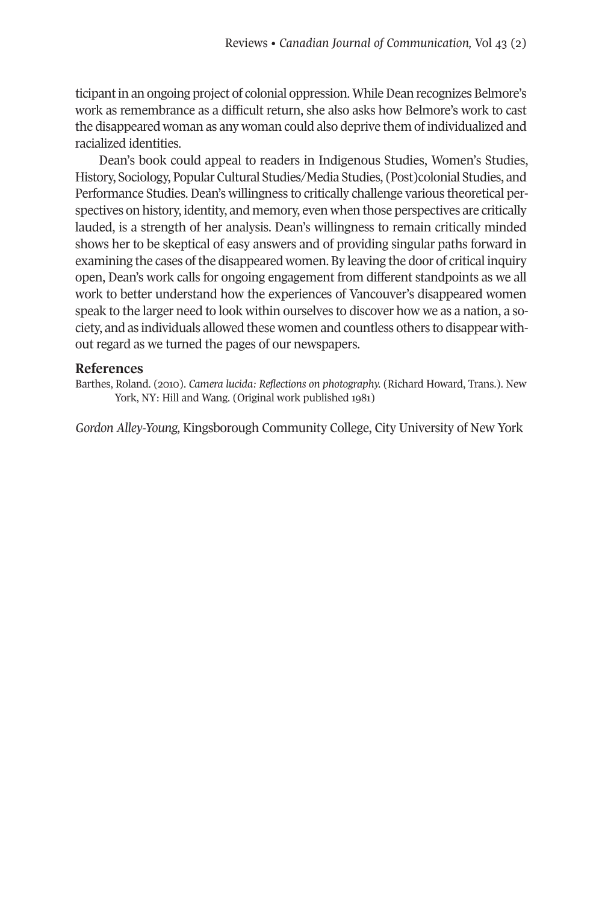ticipant in an ongoing project of colonial oppression. While Dean recognizes Belmore's work as remembrance as a difficult return, she also asks how Belmore's work to cast the disappeared woman as any woman could also deprive them of individualized and racialized identities.

Dean's book could appeal to readers in Indigenous Studies, Women's Studies, History, Sociology, Popular Cultural Studies/Media Studies, (Post)colonial Studies, and Performance Studies. Dean's willingness to critically challenge various theoretical perspectives on history, identity, and memory, even when those perspectives are critically lauded, is a strength of her analysis. Dean's willingness to remain critically minded shows her to be skeptical of easy answers and of providing singular paths forward in examining the cases of the disappeared women. By leaving the door of critical inquiry open, Dean's work calls for ongoing engagement from different standpoints as we all work to better understand how the experiences of Vancouver's disappeared women speak to the larger need to look within ourselves to discover how we as a nation, a society, and as individuals allowed these women and countless others to disappear without regard as we turned the pages of our newspapers.

## References

Barthes, Roland. (2010). *Camera lucida: Reflections on photography.* (Richard Howard, Trans.). New York, NY: Hill and Wang. (Original work published 1981)

*Gordon Alley-Young,* Kingsborough Community College, City University of New York